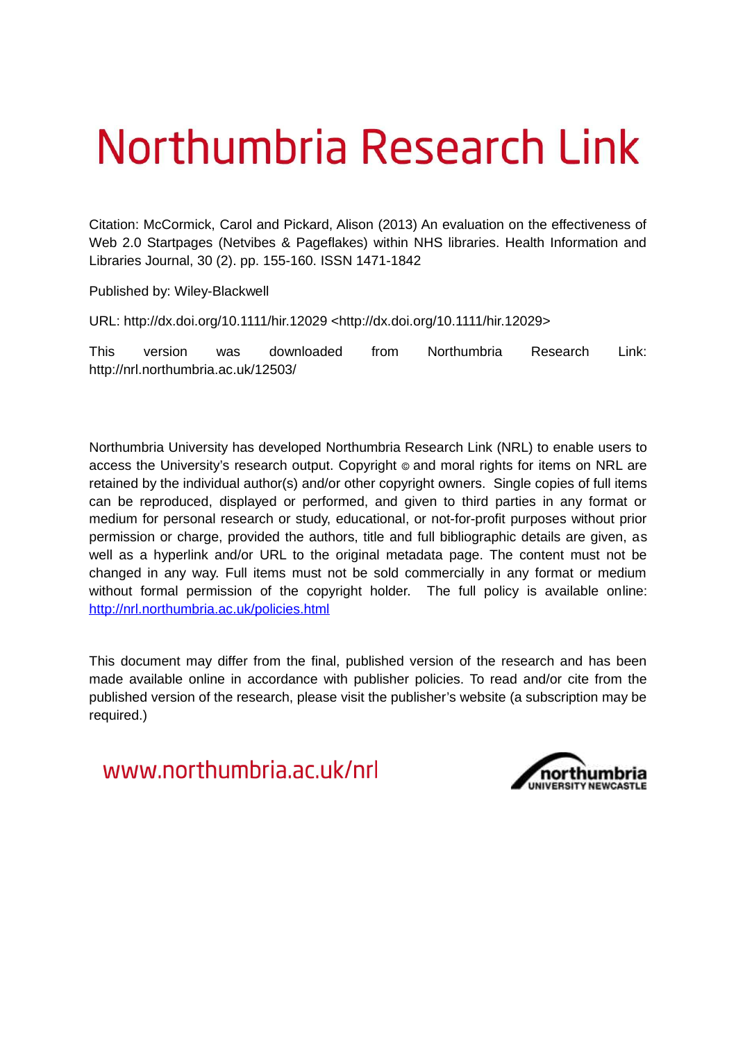# Northumbria Research Link

Citation: McCormick, Carol and Pickard, Alison (2013) An evaluation on the effectiveness of Web 2.0 Startpages (Netvibes & Pageflakes) within NHS libraries. Health Information and Libraries Journal, 30 (2). pp. 155-160. ISSN 1471-1842

Published by: Wiley-Blackwell

URL: http://dx.doi.org/10.1111/hir.12029 <http://dx.doi.org/10.1111/hir.12029>

This version was downloaded from Northumbria Research Link: http://nrl.northumbria.ac.uk/12503/

Northumbria University has developed Northumbria Research Link (NRL) to enable users to access the University's research output. Copyright © and moral rights for items on NRL are retained by the individual author(s) and/or other copyright owners. Single copies of full items can be reproduced, displayed or performed, and given to third parties in any format or medium for personal research or study, educational, or not-for-profit purposes without prior permission or charge, provided the authors, title and full bibliographic details are given, as well as a hyperlink and/or URL to the original metadata page. The content must not be changed in any way. Full items must not be sold commercially in any format or medium without formal permission of the copyright holder. The full policy is available online: http://nrl.northumbria.ac.uk/policies.html

This document may differ from the final, published version of the research and has been made available online in accordance with publisher policies. To read and/or cite from the published version of the research, please visit the publisher's website (a subscription may be required.)

www.northumbria.ac.uk/nrl

northumbria UNIVERSITY NEWCASTLE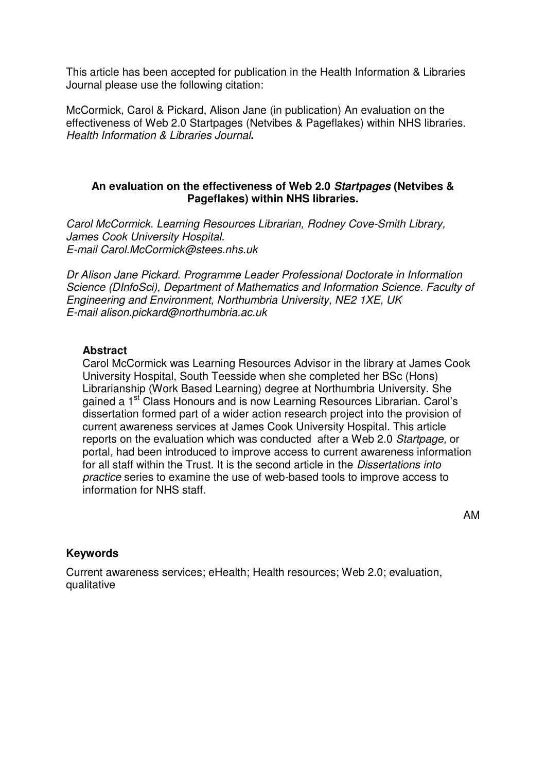This article has been accepted for publication in the Health Information & Libraries Journal please use the following citation:

McCormick, Carol & Pickard, Alison Jane (in publication) An evaluation on the effectiveness of Web 2.0 Startpages (Netvibes & Pageflakes) within NHS libraries. *Health Information & Libraries Journal*.

## An evaluation on the effectiveness of Web 2.0 *Startpages* (Netvibes & Pageflakes) within NHS libraries.

*Carol McCormick. Learning Resources Librarian, Rodney Cove-Smith Library, James Cook University Hospital.*
*E-mail Carol.McCormick@stees.nhs.uk*

*Dr Alison Jane Pickard. Programme Leader Professional Doctorate in Information Science (DInfoSci), Department of Mathematics and Information Science. Faculty of Engineering and Environment, Northumbria University, NE2 1XE, UK*
*E-mail alison.pickard@northumbria.ac.uk*

### Abstract

Carol McCormick was Learning Resources Advisor in the library at James Cook University Hospital, South Teesside when she completed her BSc (Hons) Librarianship (Work Based Learning) degree at Northumbria University. She gained a 1st Class Honours and is now Learning Resources Librarian. Carol's dissertation formed part of a wider action research project into the provision of current awareness services at James Cook University Hospital. This article reports on the evaluation which was conducted after a Web 2.0 *Startpage,* or portal, had been introduced to improve access to current awareness information for all staff within the Trust. It is the second article in the *Dissertations into practice* series to examine the use of web-based tools to improve access to information for NHS staff.

AM

### Keywords

Current awareness services; eHealth; Health resources; Web 2.0; evaluation, qualitative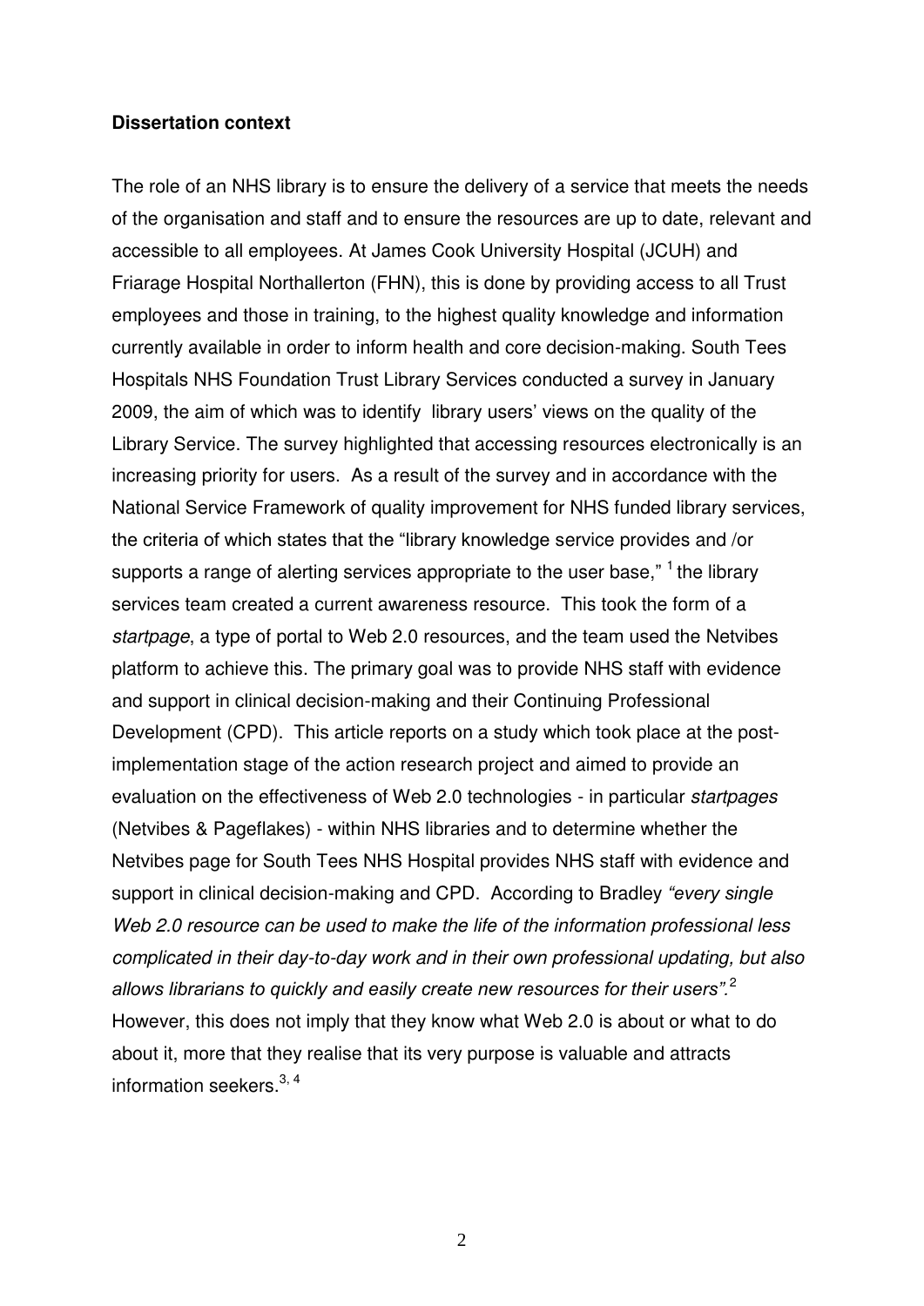**Dissertation context**

The role of an NHS library is to ensure the delivery of a service that meets the needs of the organisation and staff and to ensure the resources are up to date, relevant and accessible to all employees. At James Cook University Hospital (JCUH) and Friarage Hospital Northallerton (FHN), this is done by providing access to all Trust employees and those in training, to the highest quality knowledge and information currently available in order to inform health and core decision-making. South Tees Hospitals NHS Foundation Trust Library Services conducted a survey in January 2009, the aim of which was to identify library users' views on the quality of the Library Service. The survey highlighted that accessing resources electronically is an increasing priority for users. As a result of the survey and in accordance with the National Service Framework of quality improvement for NHS funded library services, the criteria of which states that the "library knowledge service provides and /or supports a range of alerting services appropriate to the user base," [1] the library services team created a current awareness resource. This took the form of a *startpage*, a type of portal to Web 2.0 resources, and the team used the Netvibes platform to achieve this. The primary goal was to provide NHS staff with evidence and support in clinical decision-making and their Continuing Professional Development (CPD). This article reports on a study which took place at the post-implementation stage of the action research project and aimed to provide an evaluation on the effectiveness of Web 2.0 technologies - in particular *startpages* (Netvibes & Pageflakes) - within NHS libraries and to determine whether the Netvibes page for South Tees NHS Hospital provides NHS staff with evidence and support in clinical decision-making and CPD. According to Bradley *"every single Web 2.0 resource can be used to make the life of the information professional less complicated in their day-to-day work and in their own professional updating, but also allows librarians to quickly and easily create new resources for their users".*[2] However, this does not imply that they know what Web 2.0 is about or what to do about it, more that they realise that its very purpose is valuable and attracts information seekers.[3, 4]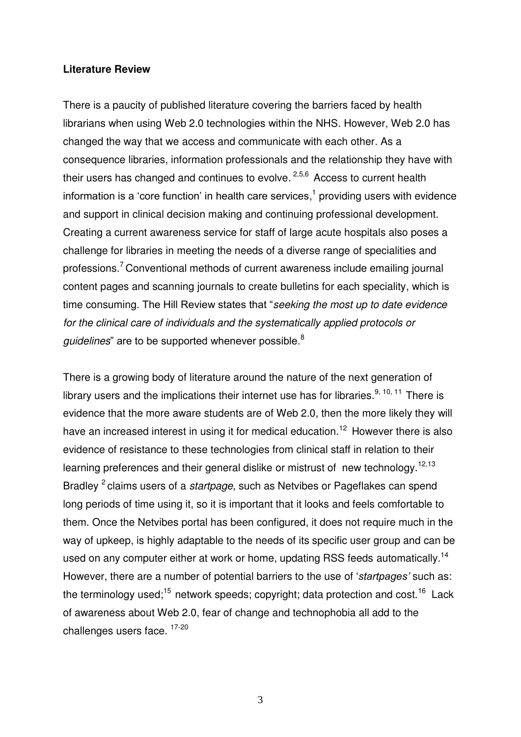**Literature Review**

There is a paucity of published literature covering the barriers faced by health librarians when using Web 2.0 technologies within the NHS. However, Web 2.0 has changed the way that we access and communicate with each other. As a consequence libraries, information professionals and the relationship they have with their users has changed and continues to evolve. [2,5,6] Access to current health information is a 'core function' in health care services,[1] providing users with evidence and support in clinical decision making and continuing professional development. Creating a current awareness service for staff of large acute hospitals also poses a challenge for libraries in meeting the needs of a diverse range of specialities and professions.[7] Conventional methods of current awareness include emailing journal content pages and scanning journals to create bulletins for each speciality, which is time consuming. The Hill Review states that "*seeking the most up to date evidence for the clinical care of individuals and the systematically applied protocols or guidelines*" are to be supported whenever possible.[8]

There is a growing body of literature around the nature of the next generation of library users and the implications their internet use has for libraries.[9, 10, 11] There is evidence that the more aware students are of Web 2.0, then the more likely they will have an increased interest in using it for medical education.[12] However there is also evidence of resistance to these technologies from clinical staff in relation to their learning preferences and their general dislike or mistrust of new technology.[12,13] Bradley [2] claims users of a *startpage*, such as Netvibes or Pageflakes can spend long periods of time using it, so it is important that it looks and feels comfortable to them. Once the Netvibes portal has been configured, it does not require much in the way of upkeep, is highly adaptable to the needs of its specific user group and can be used on any computer either at work or home, updating RSS feeds automatically.[14] However, there are a number of potential barriers to the use of '*startpages'* such as: the terminology used;[15] network speeds; copyright; data protection and cost.[16] Lack of awareness about Web 2.0, fear of change and technophobia all add to the challenges users face. [17-20]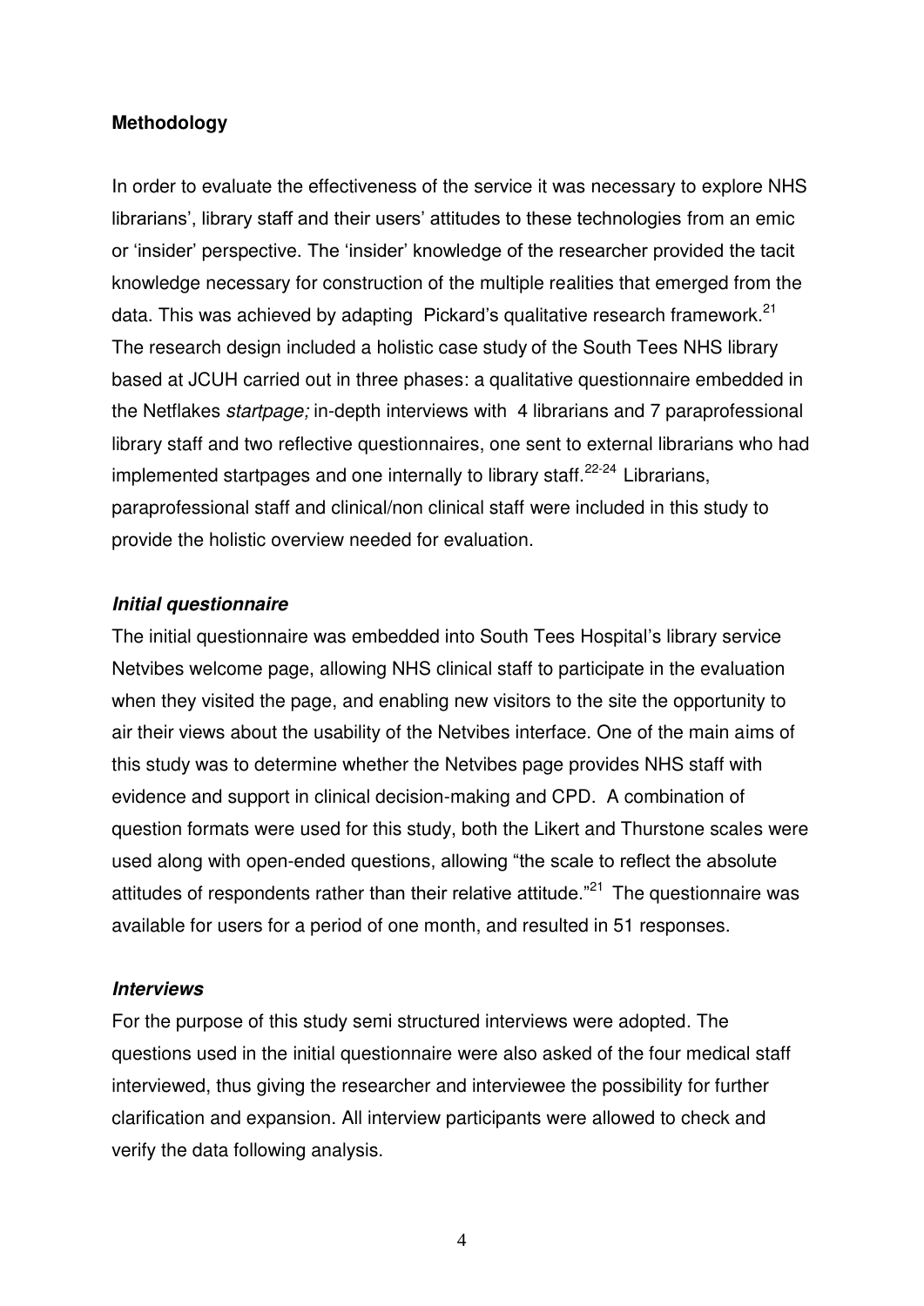## Methodology

In order to evaluate the effectiveness of the service it was necessary to explore NHS librarians', library staff and their users' attitudes to these technologies from an emic or 'insider' perspective. The 'insider' knowledge of the researcher provided the tacit knowledge necessary for construction of the multiple realities that emerged from the data. This was achieved by adapting Pickard's qualitative research framework.[21] The research design included a holistic case study of the South Tees NHS library based at JCUH carried out in three phases: a qualitative questionnaire embedded in the Netflakes *startpage;* in-depth interviews with 4 librarians and 7 paraprofessional library staff and two reflective questionnaires, one sent to external librarians who had implemented startpages and one internally to library staff.[22-24] Librarians, paraprofessional staff and clinical/non clinical staff were included in this study to provide the holistic overview needed for evaluation.

### *Initial questionnaire*

The initial questionnaire was embedded into South Tees Hospital's library service Netvibes welcome page, allowing NHS clinical staff to participate in the evaluation when they visited the page, and enabling new visitors to the site the opportunity to air their views about the usability of the Netvibes interface. One of the main aims of this study was to determine whether the Netvibes page provides NHS staff with evidence and support in clinical decision-making and CPD. A combination of question formats were used for this study, both the Likert and Thurstone scales were used along with open-ended questions, allowing "the scale to reflect the absolute attitudes of respondents rather than their relative attitude."[21] The questionnaire was available for users for a period of one month, and resulted in 51 responses.

### *Interviews*

For the purpose of this study semi structured interviews were adopted. The questions used in the initial questionnaire were also asked of the four medical staff interviewed, thus giving the researcher and interviewee the possibility for further clarification and expansion. All interview participants were allowed to check and verify the data following analysis.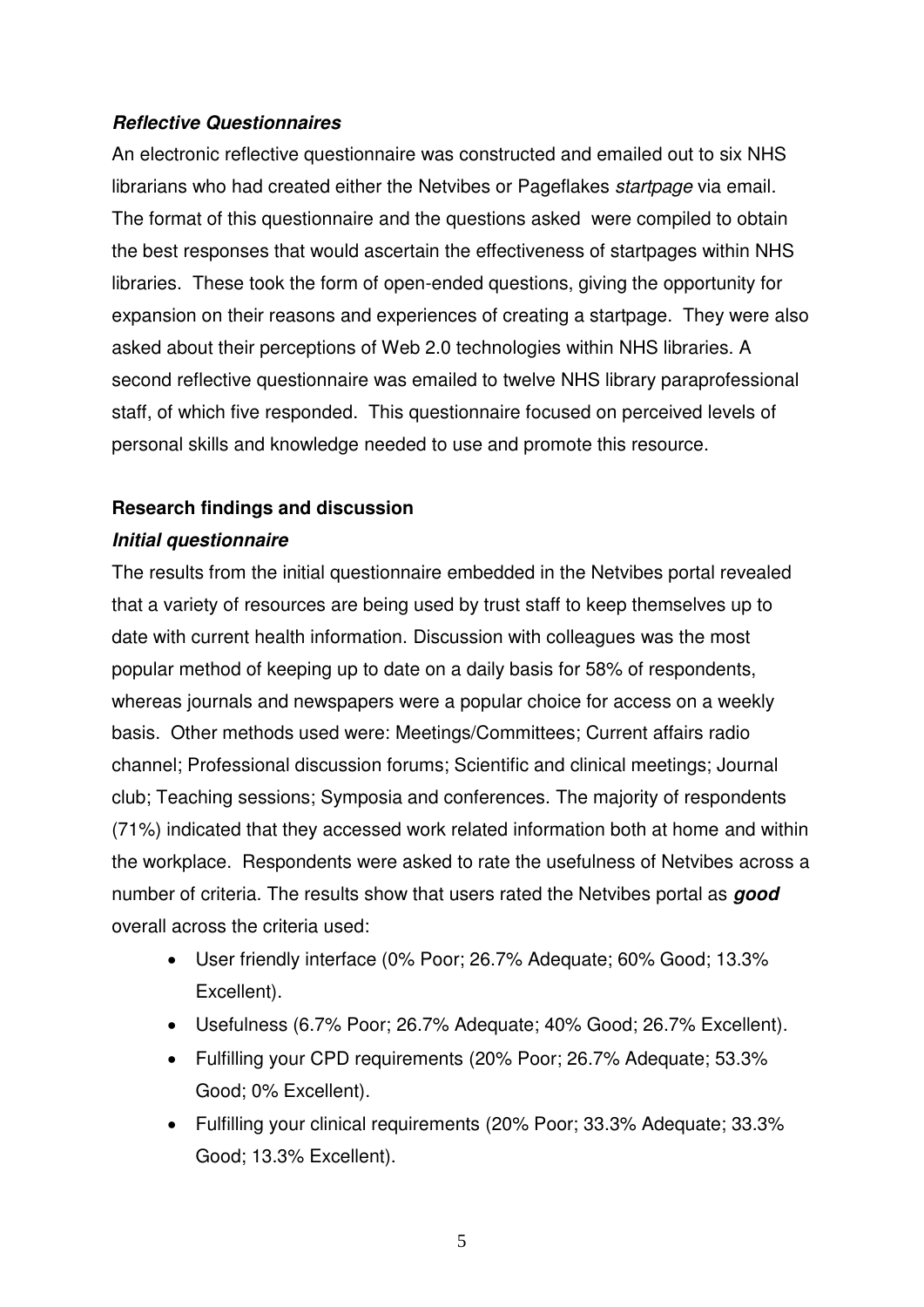***Reflective Questionnaires***

An electronic reflective questionnaire was constructed and emailed out to six NHS librarians who had created either the Netvibes or Pageflakes *startpage* via email. The format of this questionnaire and the questions asked were compiled to obtain the best responses that would ascertain the effectiveness of startpages within NHS libraries. These took the form of open-ended questions, giving the opportunity for expansion on their reasons and experiences of creating a startpage. They were also asked about their perceptions of Web 2.0 technologies within NHS libraries. A second reflective questionnaire was emailed to twelve NHS library paraprofessional staff, of which five responded. This questionnaire focused on perceived levels of personal skills and knowledge needed to use and promote this resource.

**Research findings and discussion**

***Initial questionnaire***

The results from the initial questionnaire embedded in the Netvibes portal revealed that a variety of resources are being used by trust staff to keep themselves up to date with current health information. Discussion with colleagues was the most popular method of keeping up to date on a daily basis for 58% of respondents, whereas journals and newspapers were a popular choice for access on a weekly basis. Other methods used were: Meetings/Committees; Current affairs radio channel; Professional discussion forums; Scientific and clinical meetings; Journal club; Teaching sessions; Symposia and conferences. The majority of respondents (71%) indicated that they accessed work related information both at home and within the workplace. Respondents were asked to rate the usefulness of Netvibes across a number of criteria. The results show that users rated the Netvibes portal as ***good*** overall across the criteria used:

- User friendly interface (0% Poor; 26.7% Adequate; 60% Good; 13.3% Excellent).
- Usefulness (6.7% Poor; 26.7% Adequate; 40% Good; 26.7% Excellent).
- Fulfilling your CPD requirements (20% Poor; 26.7% Adequate; 53.3% Good; 0% Excellent).
- Fulfilling your clinical requirements (20% Poor; 33.3% Adequate; 33.3% Good; 13.3% Excellent).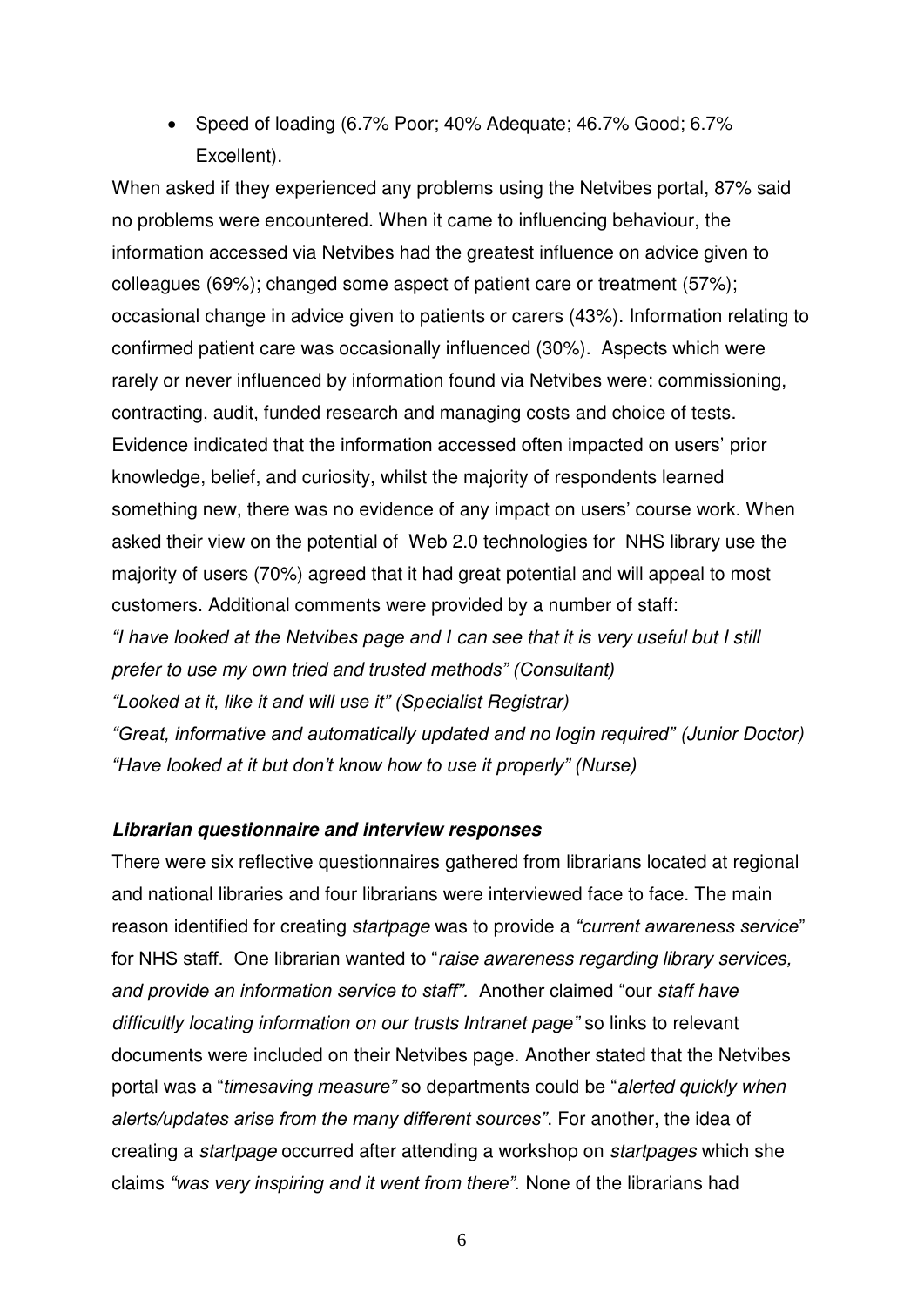- Speed of loading (6.7% Poor; 40% Adequate; 46.7% Good; 6.7% Excellent).

When asked if they experienced any problems using the Netvibes portal, 87% said no problems were encountered. When it came to influencing behaviour, the information accessed via Netvibes had the greatest influence on advice given to colleagues (69%); changed some aspect of patient care or treatment (57%); occasional change in advice given to patients or carers (43%). Information relating to confirmed patient care was occasionally influenced (30%). Aspects which were rarely or never influenced by information found via Netvibes were: commissioning, contracting, audit, funded research and managing costs and choice of tests. Evidence indicated that the information accessed often impacted on users' prior knowledge, belief, and curiosity, whilst the majority of respondents learned something new, there was no evidence of any impact on users' course work. When asked their view on the potential of Web 2.0 technologies for NHS library use the majority of users (70%) agreed that it had great potential and will appeal to most customers. Additional comments were provided by a number of staff:

*"I have looked at the Netvibes page and I can see that it is very useful but I still prefer to use my own tried and trusted methods" (Consultant)*

*"Looked at it, like it and will use it" (Specialist Registrar)*

*"Great, informative and automatically updated and no login required" (Junior Doctor)*

*"Have looked at it but don't know how to use it properly" (Nurse)*

***Librarian questionnaire and interview responses***

There were six reflective questionnaires gathered from librarians located at regional and national libraries and four librarians were interviewed face to face. The main reason identified for creating *startpage* was to provide a *"current awareness service"* for NHS staff. One librarian wanted to "*raise awareness regarding library services, and provide an information service to staff".* Another claimed "our *staff have difficultly locating information on our trusts Intranet page"* so links to relevant documents were included on their Netvibes page. Another stated that the Netvibes portal was a "*timesaving measure"* so departments could be "*alerted quickly when alerts/updates arise from the many different sources"*. For another, the idea of creating a *startpage* occurred after attending a workshop on *startpages* which she claims *"was very inspiring and it went from there".* None of the librarians had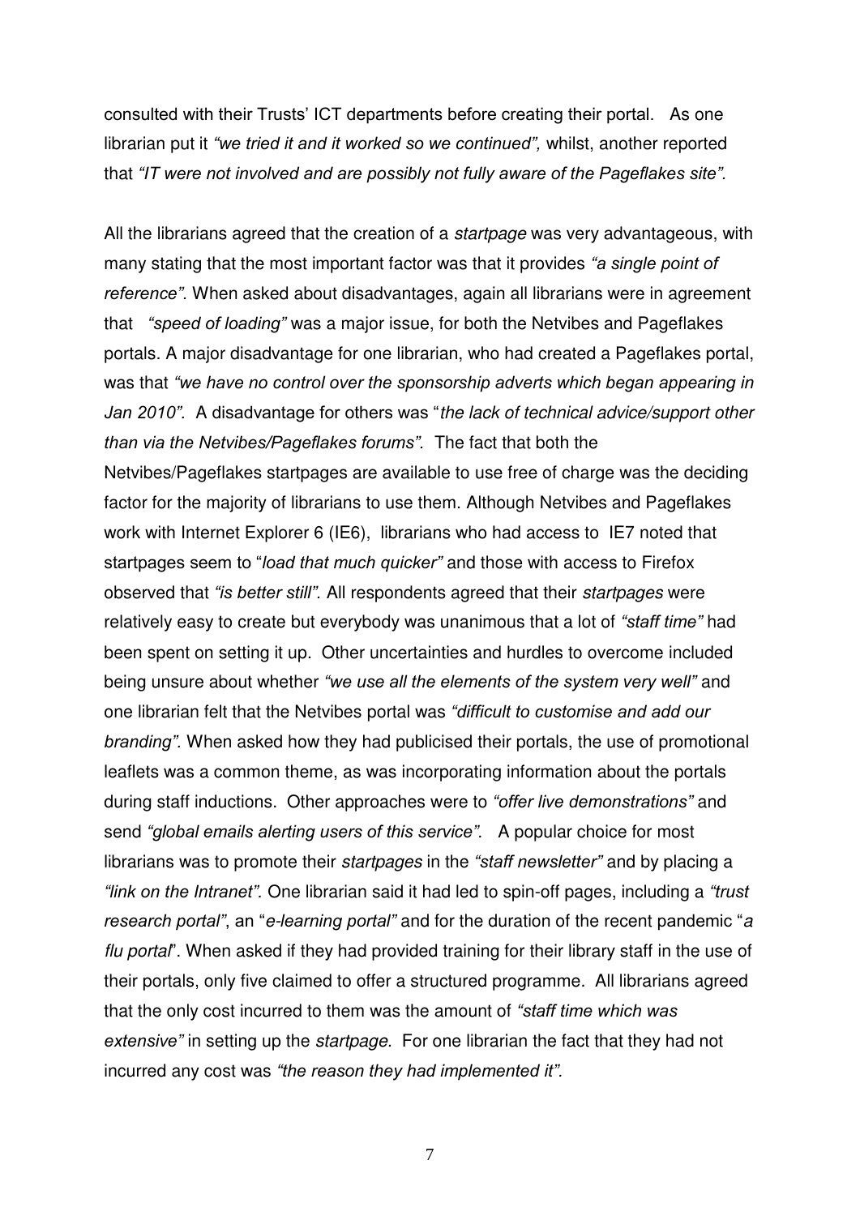consulted with their Trusts' ICT departments before creating their portal. As one librarian put it *"we tried it and it worked so we continued",* whilst, another reported that *"IT were not involved and are possibly not fully aware of the Pageflakes site".*

All the librarians agreed that the creation of a *startpage* was very advantageous, with many stating that the most important factor was that it provides *"a single point of reference".* When asked about disadvantages, again all librarians were in agreement that *"speed of loading"* was a major issue, for both the Netvibes and Pageflakes portals. A major disadvantage for one librarian, who had created a Pageflakes portal, was that *"we have no control over the sponsorship adverts which began appearing in Jan 2010".* A disadvantage for others was "*the lack of technical advice/support other than via the Netvibes/Pageflakes forums".* The fact that both the Netvibes/Pageflakes startpages are available to use free of charge was the deciding factor for the majority of librarians to use them. Although Netvibes and Pageflakes work with Internet Explorer 6 (IE6), librarians who had access to IE7 noted that startpages seem to "*load that much quicker"* and those with access to Firefox observed that *"is better still".* All respondents agreed that their *startpages* were relatively easy to create but everybody was unanimous that a lot of *"staff time"* had been spent on setting it up. Other uncertainties and hurdles to overcome included being unsure about whether *"we use all the elements of the system very well"* and one librarian felt that the Netvibes portal was *"difficult to customise and add our branding".* When asked how they had publicised their portals, the use of promotional leaflets was a common theme, as was incorporating information about the portals during staff inductions. Other approaches were to *"offer live demonstrations"* and send *"global emails alerting users of this service".* A popular choice for most librarians was to promote their *startpages* in the *"staff newsletter"* and by placing a *"link on the Intranet".* One librarian said it had led to spin-off pages, including a *"trust research portal"*, an "*e-learning portal"* and for the duration of the recent pandemic "*a flu portal*". When asked if they had provided training for their library staff in the use of their portals, only five claimed to offer a structured programme. All librarians agreed that the only cost incurred to them was the amount of *"staff time which was extensive"* in setting up the *startpage.* For one librarian the fact that they had not incurred any cost was *"the reason they had implemented it".*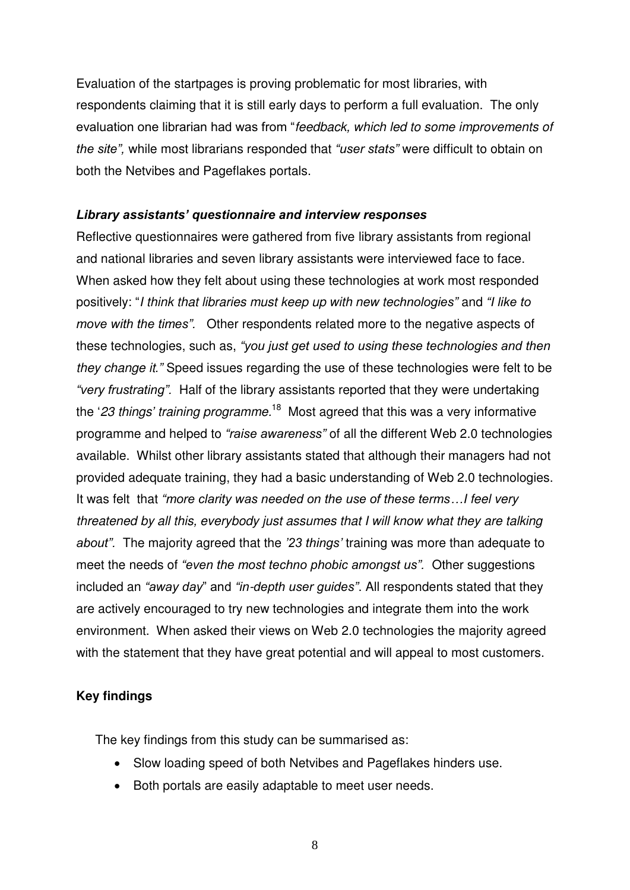Evaluation of the startpages is proving problematic for most libraries, with respondents claiming that it is still early days to perform a full evaluation. The only evaluation one librarian had was from "*feedback, which led to some improvements of the site",* while most librarians responded that *"user stats"* were difficult to obtain on both the Netvibes and Pageflakes portals.

### *Library assistants' questionnaire and interview responses*

Reflective questionnaires were gathered from five library assistants from regional and national libraries and seven library assistants were interviewed face to face. When asked how they felt about using these technologies at work most responded positively: "*I think that libraries must keep up with new technologies"* and *"I like to move with the times".* Other respondents related more to the negative aspects of these technologies, such as, *"you just get used to using these technologies and then they change it."* Speed issues regarding the use of these technologies were felt to be *"very frustrating".* Half of the library assistants reported that they were undertaking the '*23 things' training programme.*[18] Most agreed that this was a very informative programme and helped to *"raise awareness"* of all the different Web 2.0 technologies available. Whilst other library assistants stated that although their managers had not provided adequate training, they had a basic understanding of Web 2.0 technologies. It was felt that *"more clarity was needed on the use of these terms…I feel very threatened by all this, everybody just assumes that I will know what they are talking about".* The majority agreed that the *'23 things'* training was more than adequate to meet the needs of *"even the most techno phobic amongst us".* Other suggestions included an *"away day*" and *"in-depth user guides"*. All respondents stated that they are actively encouraged to try new technologies and integrate them into the work environment. When asked their views on Web 2.0 technologies the majority agreed with the statement that they have great potential and will appeal to most customers.

### **Key findings**

The key findings from this study can be summarised as:

- Slow loading speed of both Netvibes and Pageflakes hinders use.
- Both portals are easily adaptable to meet user needs.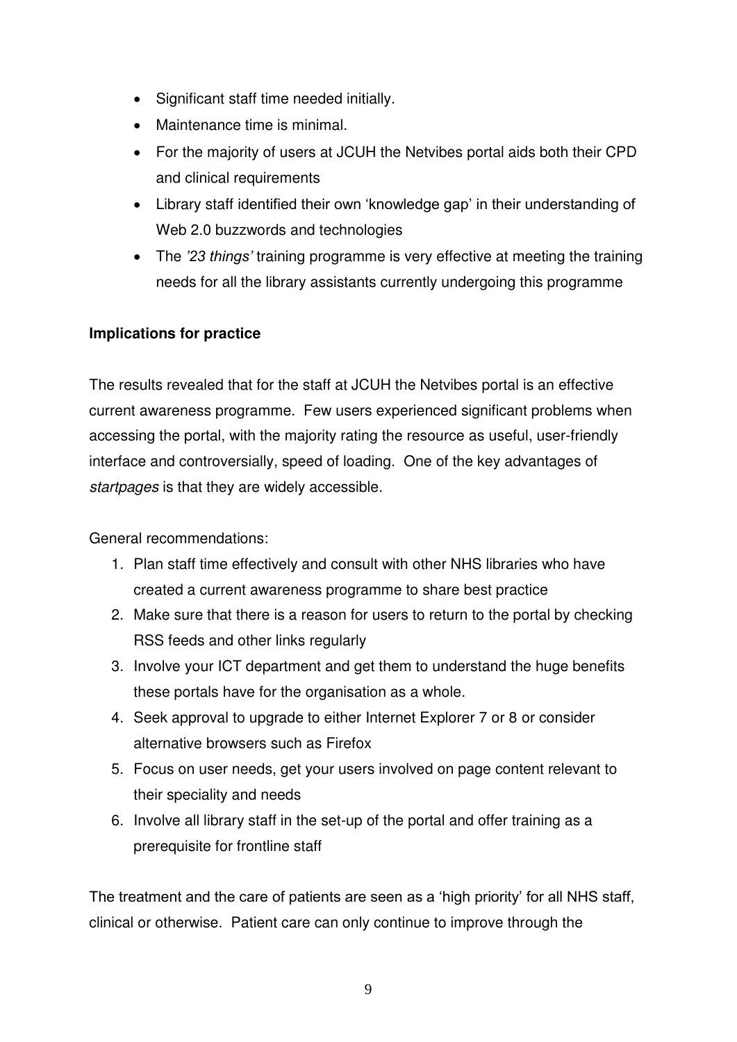- Significant staff time needed initially.
- Maintenance time is minimal.
- For the majority of users at JCUH the Netvibes portal aids both their CPD and clinical requirements
- Library staff identified their own 'knowledge gap' in their understanding of Web 2.0 buzzwords and technologies
- The *'23 things'* training programme is very effective at meeting the training needs for all the library assistants currently undergoing this programme

**Implications for practice**

The results revealed that for the staff at JCUH the Netvibes portal is an effective current awareness programme. Few users experienced significant problems when accessing the portal, with the majority rating the resource as useful, user-friendly interface and controversially, speed of loading. One of the key advantages of *startpages* is that they are widely accessible.

General recommendations:

1. Plan staff time effectively and consult with other NHS libraries who have created a current awareness programme to share best practice
2. Make sure that there is a reason for users to return to the portal by checking RSS feeds and other links regularly
3. Involve your ICT department and get them to understand the huge benefits these portals have for the organisation as a whole.
4. Seek approval to upgrade to either Internet Explorer 7 or 8 or consider alternative browsers such as Firefox
5. Focus on user needs, get your users involved on page content relevant to their speciality and needs
6. Involve all library staff in the set-up of the portal and offer training as a prerequisite for frontline staff

The treatment and the care of patients are seen as a 'high priority' for all NHS staff, clinical or otherwise. Patient care can only continue to improve through the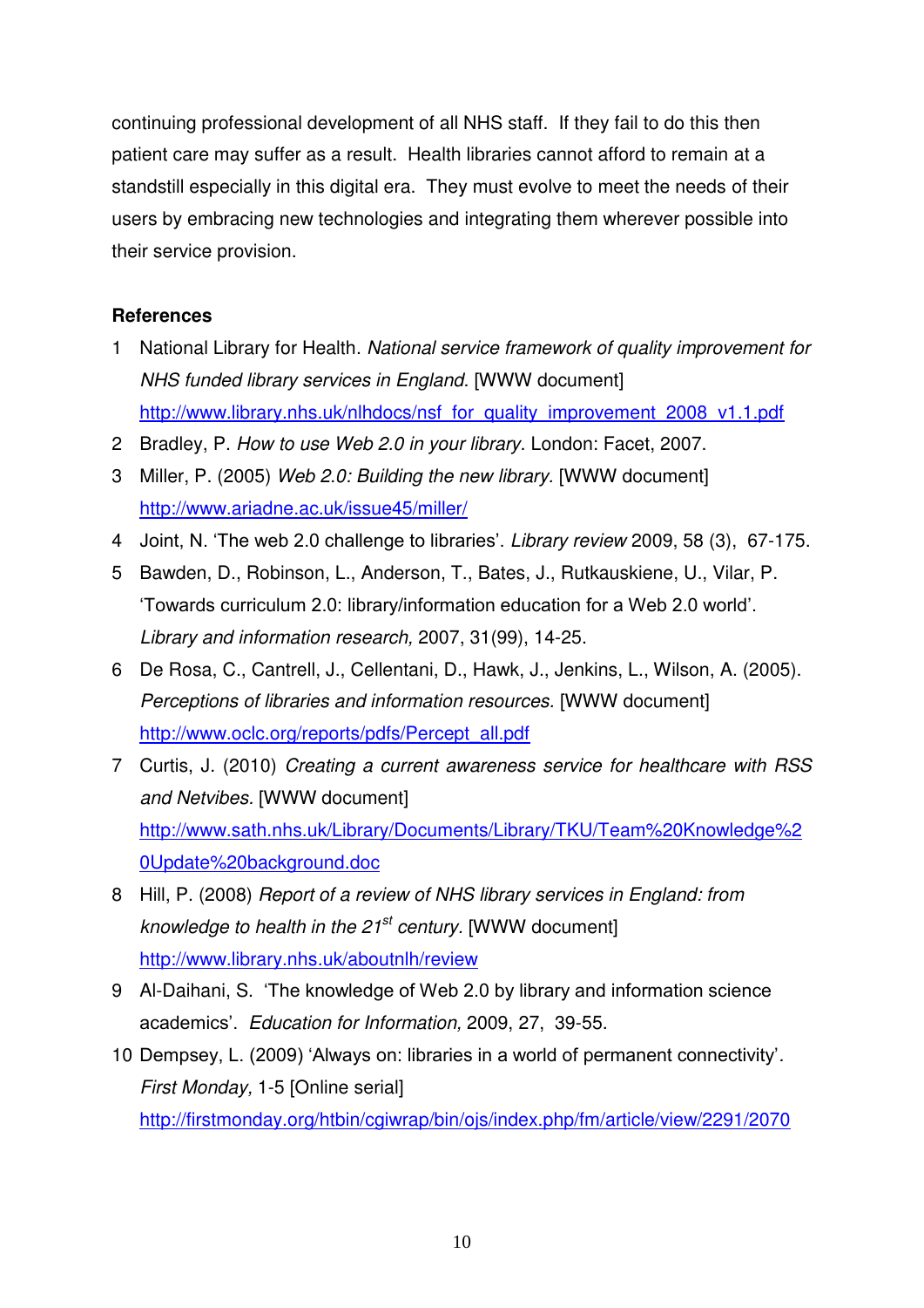continuing professional development of all NHS staff. If they fail to do this then patient care may suffer as a result. Health libraries cannot afford to remain at a standstill especially in this digital era. They must evolve to meet the needs of their users by embracing new technologies and integrating them wherever possible into their service provision.

**References**

1 National Library for Health. *National service framework of quality improvement for NHS funded library services in England.* [WWW document] http://www.library.nhs.uk/nlhdocs/nsf_for_quality_improvement_2008_v1.1.pdf

2 Bradley, P. *How to use Web 2.0 in your library*. London: Facet, 2007.

3 Miller, P. (2005) *Web 2.0: Building the new library.* [WWW document] http://www.ariadne.ac.uk/issue45/miller/

4 Joint, N. 'The web 2.0 challenge to libraries'. *Library review* 2009, 58 (3), 67-175.

5 Bawden, D., Robinson, L., Anderson, T., Bates, J., Rutkauskiene, U., Vilar, P. 'Towards curriculum 2.0: library/information education for a Web 2.0 world'. *Library and information research,* 2007, 31(99), 14-25.

6 De Rosa, C., Cantrell, J., Cellentani, D., Hawk, J., Jenkins, L., Wilson, A. (2005). *Perceptions of libraries and information resources.* [WWW document] http://www.oclc.org/reports/pdfs/Percept_all.pdf

7 Curtis, J. (2010) *Creating a current awareness service for healthcare with RSS and Netvibes.* [WWW document] http://www.sath.nhs.uk/Library/Documents/Library/TKU/Team%20Knowledge%20Update%20background.doc

8 Hill, P. (2008) *Report of a review of NHS library services in England: from knowledge to health in the 21st century*. [WWW document] http://www.library.nhs.uk/aboutnlh/review

9 Al-Daihani, S. 'The knowledge of Web 2.0 by library and information science academics'. *Education for Information,* 2009, 27, 39-55.

10 Dempsey, L. (2009) 'Always on: libraries in a world of permanent connectivity'*. First Monday,* 1-5 [Online serial] http://firstmonday.org/htbin/cgiwrap/bin/ojs/index.php/fm/article/view/2291/2070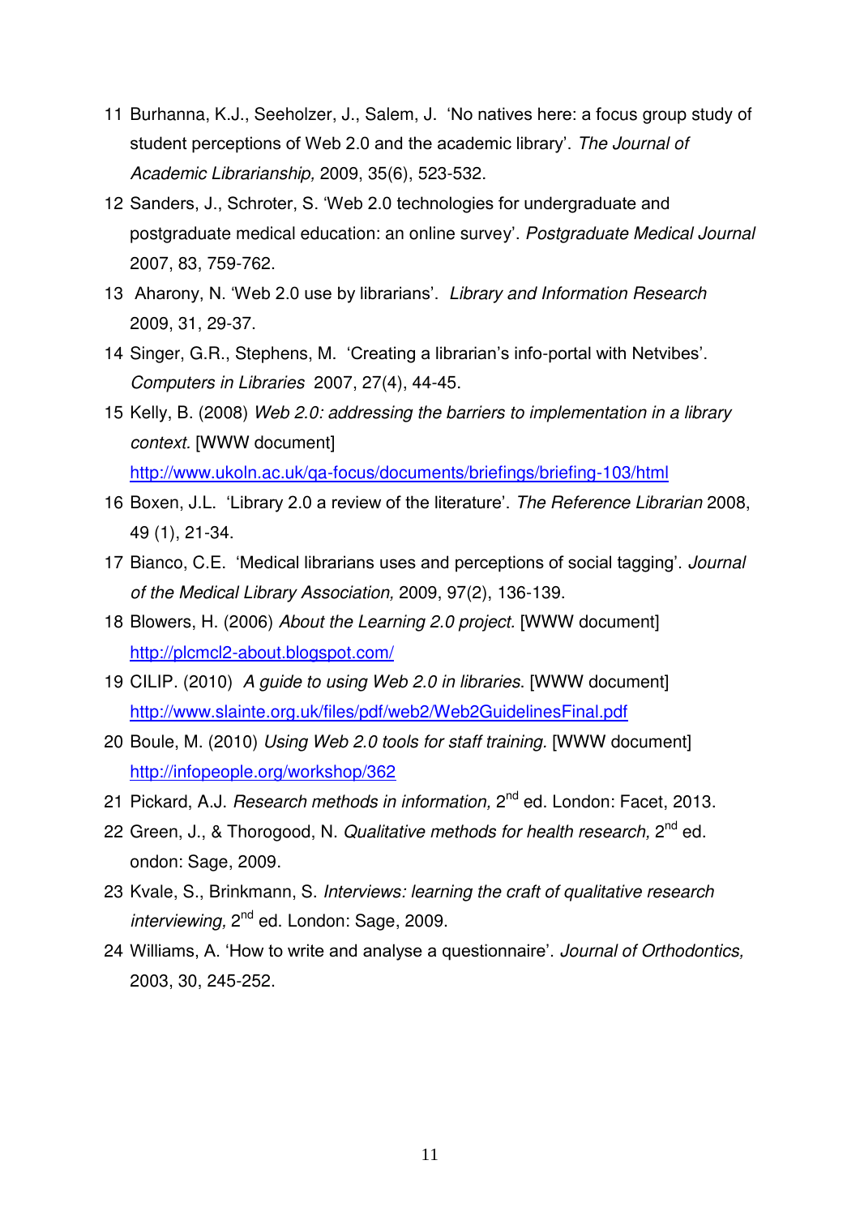11 Burhanna, K.J., Seeholzer, J., Salem, J. 'No natives here: a focus group study of student perceptions of Web 2.0 and the academic library'. *The Journal of Academic Librarianship,* 2009, 35(6), 523-532.

12 Sanders, J., Schroter, S. 'Web 2.0 technologies for undergraduate and postgraduate medical education: an online survey'. *Postgraduate Medical Journal* 2007, 83, 759-762.

13 Aharony, N. 'Web 2.0 use by librarians'. *Library and Information Research* 2009, 31, 29-37.

14 Singer, G.R., Stephens, M. 'Creating a librarian's info-portal with Netvibes'. *Computers in Libraries* 2007, 27(4), 44-45.

15 Kelly, B. (2008) *Web 2.0: addressing the barriers to implementation in a library context.* [WWW document] http://www.ukoln.ac.uk/qa-focus/documents/briefings/briefing-103/html

16 Boxen, J.L. 'Library 2.0 a review of the literature'. *The Reference Librarian* 2008, 49 (1), 21-34.

17 Bianco, C.E. 'Medical librarians uses and perceptions of social tagging'. *Journal of the Medical Library Association,* 2009, 97(2), 136-139.

18 Blowers, H. (2006) *About the Learning 2.0 project.* [WWW document] http://plcmcl2-about.blogspot.com/

19 CILIP. (2010) *A guide to using Web 2.0 in libraries.* [WWW document] http://www.slainte.org.uk/files/pdf/web2/Web2GuidelinesFinal.pdf

20 Boule, M. (2010) *Using Web 2.0 tools for staff training.* [WWW document] http://infopeople.org/workshop/362

21 Pickard, A.J. *Research methods in information,* 2nd ed. London: Facet, 2013.

22 Green, J., & Thorogood, N. *Qualitative methods for health research,* 2nd ed. ondon: Sage, 2009.

23 Kvale, S., Brinkmann, S. *Interviews: learning the craft of qualitative research interviewing,* 2nd ed. London: Sage, 2009.

24 Williams, A. 'How to write and analyse a questionnaire'. *Journal of Orthodontics,* 2003, 30, 245-252.